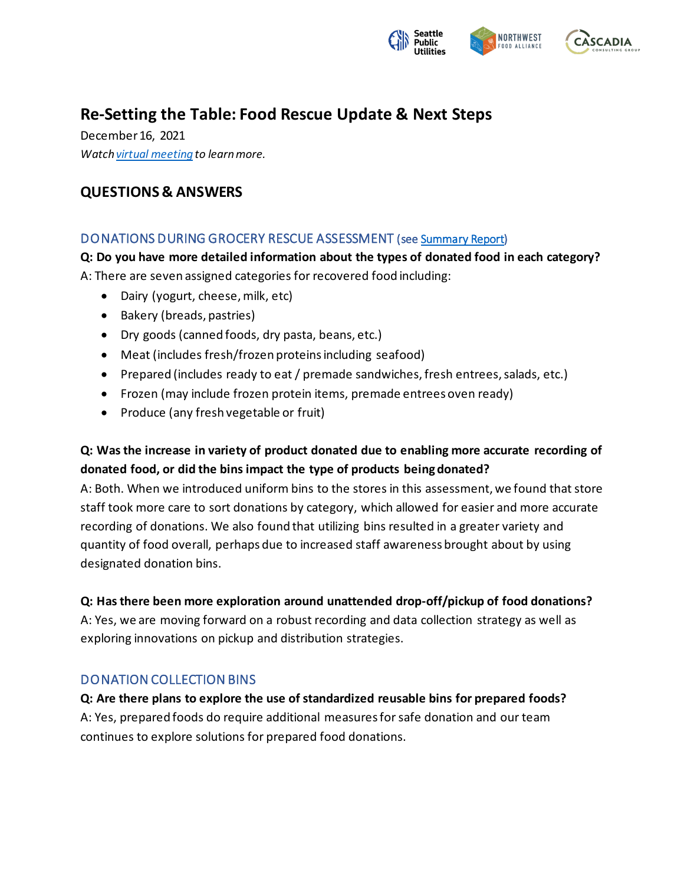# Re-Setting the Table: Food Rescue Update & Next Steps

December 16, 2021

*Watch [virtual meeting] to learn more.*

## QUESTIONS & ANSWERS

### DONATIONS DURING GROCERY RESCUE ASSESSMENT (see [Summary Report])

**Q: Do you have more detailed information about the types of donated food in each category?**

A: There are seven assigned categories for recovered food including:

- Dairy (yogurt, cheese, milk, etc)
- Bakery (breads, pastries)
- Dry goods (canned foods, dry pasta, beans, etc.)
- Meat (includes fresh/frozen proteins including seafood)
- Prepared (includes ready to eat / premade sandwiches, fresh entrees, salads, etc.)
- Frozen (may include frozen protein items, premade entrees oven ready)
- Produce (any fresh vegetable or fruit)

**Q: Was the increase in variety of product donated due to enabling more accurate recording of donated food, or did the bins impact the type of products being donated?**

A: Both. When we introduced uniform bins to the stores in this assessment, we found that store staff took more care to sort donations by category, which allowed for easier and more accurate recording of donations. We also found that utilizing bins resulted in a greater variety and quantity of food overall, perhaps due to increased staff awareness brought about by using designated donation bins.

**Q: Has there been more exploration around unattended drop-off/pickup of food donations?**

A: Yes, we are moving forward on a robust recording and data collection strategy as well as exploring innovations on pickup and distribution strategies.

### DONATION COLLECTION BINS

**Q: Are there plans to explore the use of standardized reusable bins for prepared foods?**

A: Yes, prepared foods do require additional measures for safe donation and our team continues to explore solutions for prepared food donations.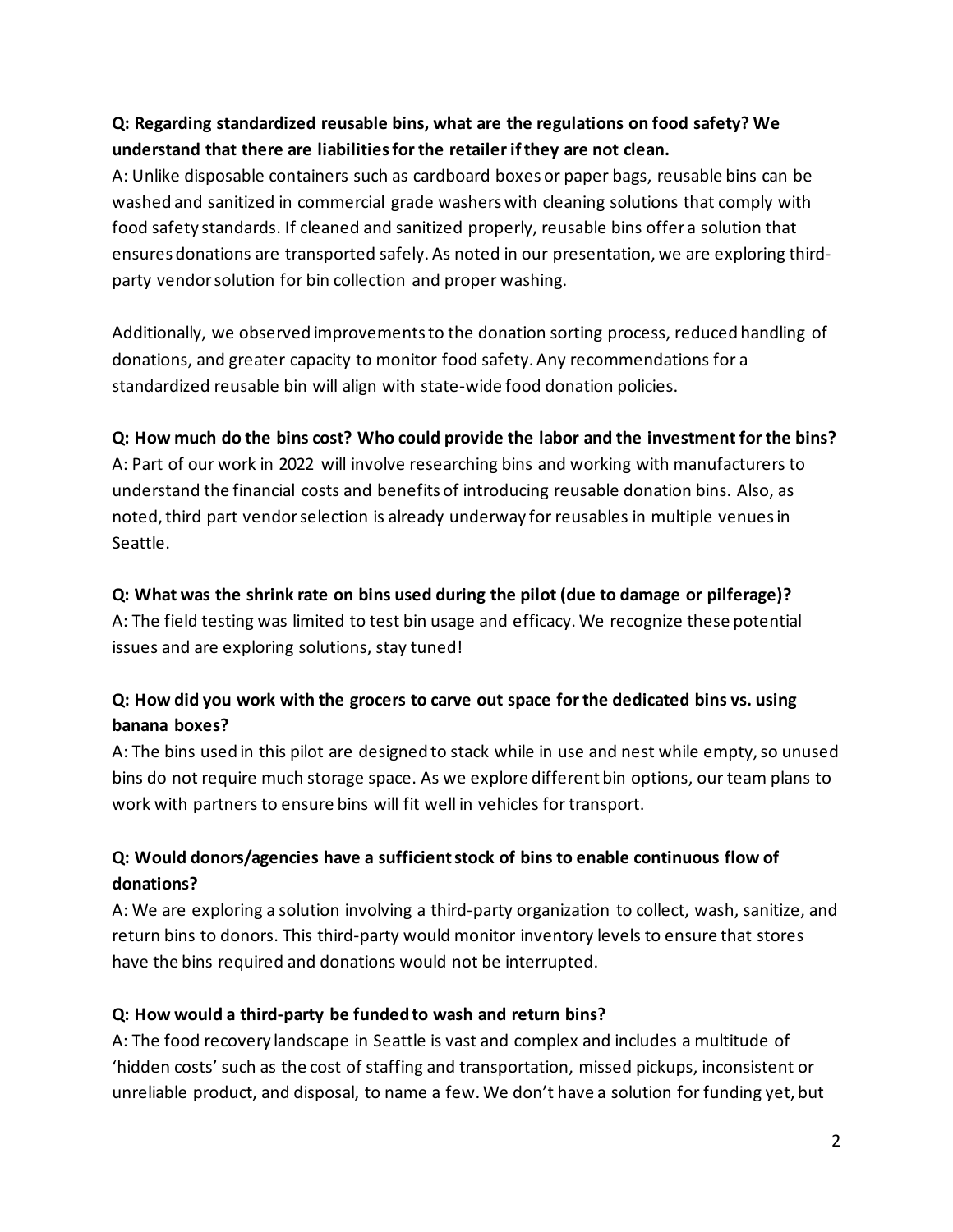**Q: Regarding standardized reusable bins, what are the regulations on food safety? We understand that there are liabilities for the retailer if they are not clean.**

A: Unlike disposable containers such as cardboard boxes or paper bags, reusable bins can be washed and sanitized in commercial grade washers with cleaning solutions that comply with food safety standards. If cleaned and sanitized properly, reusable bins offer a solution that ensures donations are transported safely. As noted in our presentation, we are exploring third-party vendor solution for bin collection and proper washing.

Additionally, we observed improvements to the donation sorting process, reduced handling of donations, and greater capacity to monitor food safety. Any recommendations for a standardized reusable bin will align with state-wide food donation policies.

**Q: How much do the bins cost? Who could provide the labor and the investment for the bins?**

A: Part of our work in 2022 will involve researching bins and working with manufacturers to understand the financial costs and benefits of introducing reusable donation bins. Also, as noted, third part vendor selection is already underway for reusables in multiple venues in Seattle.

**Q: What was the shrink rate on bins used during the pilot (due to damage or pilferage)?**

A: The field testing was limited to test bin usage and efficacy. We recognize these potential issues and are exploring solutions, stay tuned!

**Q: How did you work with the grocers to carve out space for the dedicated bins vs. using banana boxes?**

A: The bins used in this pilot are designed to stack while in use and nest while empty, so unused bins do not require much storage space. As we explore different bin options, our team plans to work with partners to ensure bins will fit well in vehicles for transport.

**Q: Would donors/agencies have a sufficient stock of bins to enable continuous flow of donations?**

A: We are exploring a solution involving a third-party organization to collect, wash, sanitize, and return bins to donors. This third-party would monitor inventory levels to ensure that stores have the bins required and donations would not be interrupted.

**Q: How would a third-party be funded to wash and return bins?**

A: The food recovery landscape in Seattle is vast and complex and includes a multitude of 'hidden costs' such as the cost of staffing and transportation, missed pickups, inconsistent or unreliable product, and disposal, to name a few. We don't have a solution for funding yet, but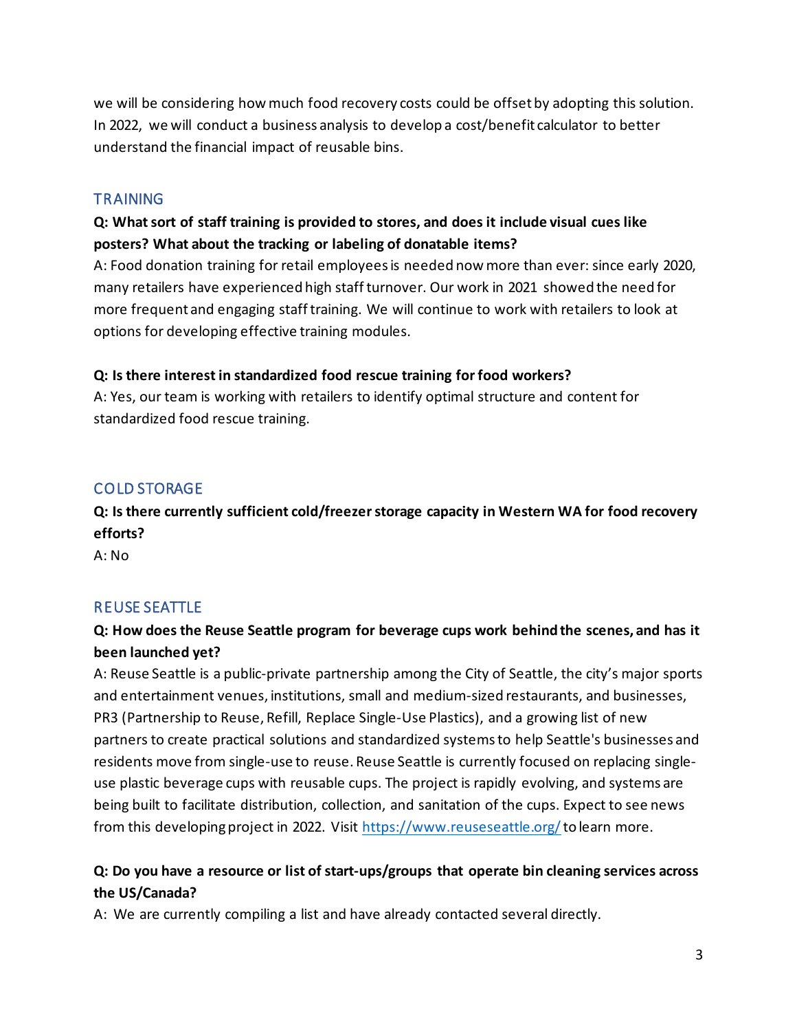we will be considering how much food recovery costs could be offset by adopting this solution. In 2022, we will conduct a business analysis to develop a cost/benefit calculator to better understand the financial impact of reusable bins.

## TRAINING

**Q: What sort of staff training is provided to stores, and does it include visual cues like posters? What about the tracking or labeling of donatable items?**

A: Food donation training for retail employees is needed now more than ever: since early 2020, many retailers have experienced high staff turnover. Our work in 2021 showed the need for more frequent and engaging staff training. We will continue to work with retailers to look at options for developing effective training modules.

**Q: Is there interest in standardized food rescue training for food workers?**

A: Yes, our team is working with retailers to identify optimal structure and content for standardized food rescue training.

## COLD STORAGE

**Q: Is there currently sufficient cold/freezer storage capacity in Western WA for food recovery efforts?**

A: No

## REUSE SEATTLE

**Q: How does the Reuse Seattle program for beverage cups work behind the scenes, and has it been launched yet?**

A: Reuse Seattle is a public-private partnership among the City of Seattle, the city's major sports and entertainment venues, institutions, small and medium-sized restaurants, and businesses, PR3 (Partnership to Reuse, Refill, Replace Single-Use Plastics), and a growing list of new partners to create practical solutions and standardized systems to help Seattle's businesses and residents move from single-use to reuse. Reuse Seattle is currently focused on replacing single-use plastic beverage cups with reusable cups. The project is rapidly evolving, and systems are being built to facilitate distribution, collection, and sanitation of the cups. Expect to see news from this developing project in 2022. Visit https://www.reuseseattle.org/ to learn more.

**Q: Do you have a resource or list of start-ups/groups that operate bin cleaning services across the US/Canada?**

A: We are currently compiling a list and have already contacted several directly.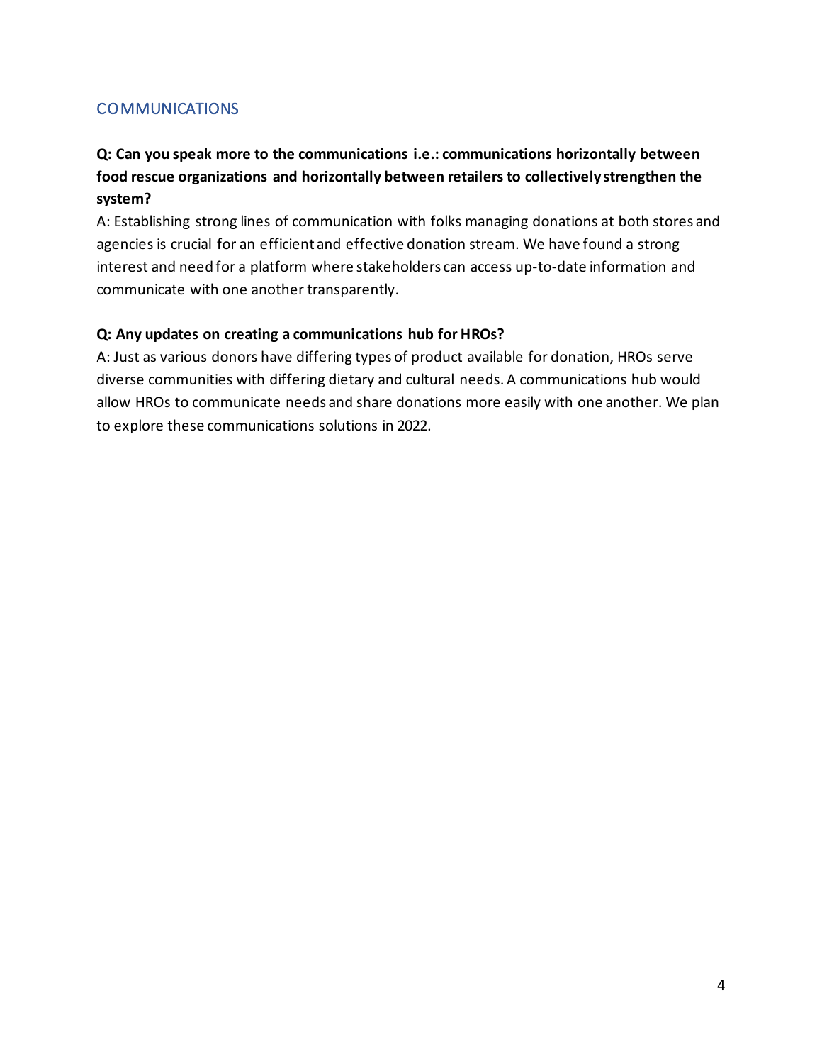## COMMUNICATIONS

**Q: Can you speak more to the communications i.e.: communications horizontally between food rescue organizations and horizontally between retailers to collectively strengthen the system?**

A: Establishing strong lines of communication with folks managing donations at both stores and agencies is crucial for an efficient and effective donation stream. We have found a strong interest and need for a platform where stakeholders can access up-to-date information and communicate with one another transparently.

**Q: Any updates on creating a communications hub for HROs?**

A: Just as various donors have differing types of product available for donation, HROs serve diverse communities with differing dietary and cultural needs. A communications hub would allow HROs to communicate needs and share donations more easily with one another. We plan to explore these communications solutions in 2022.